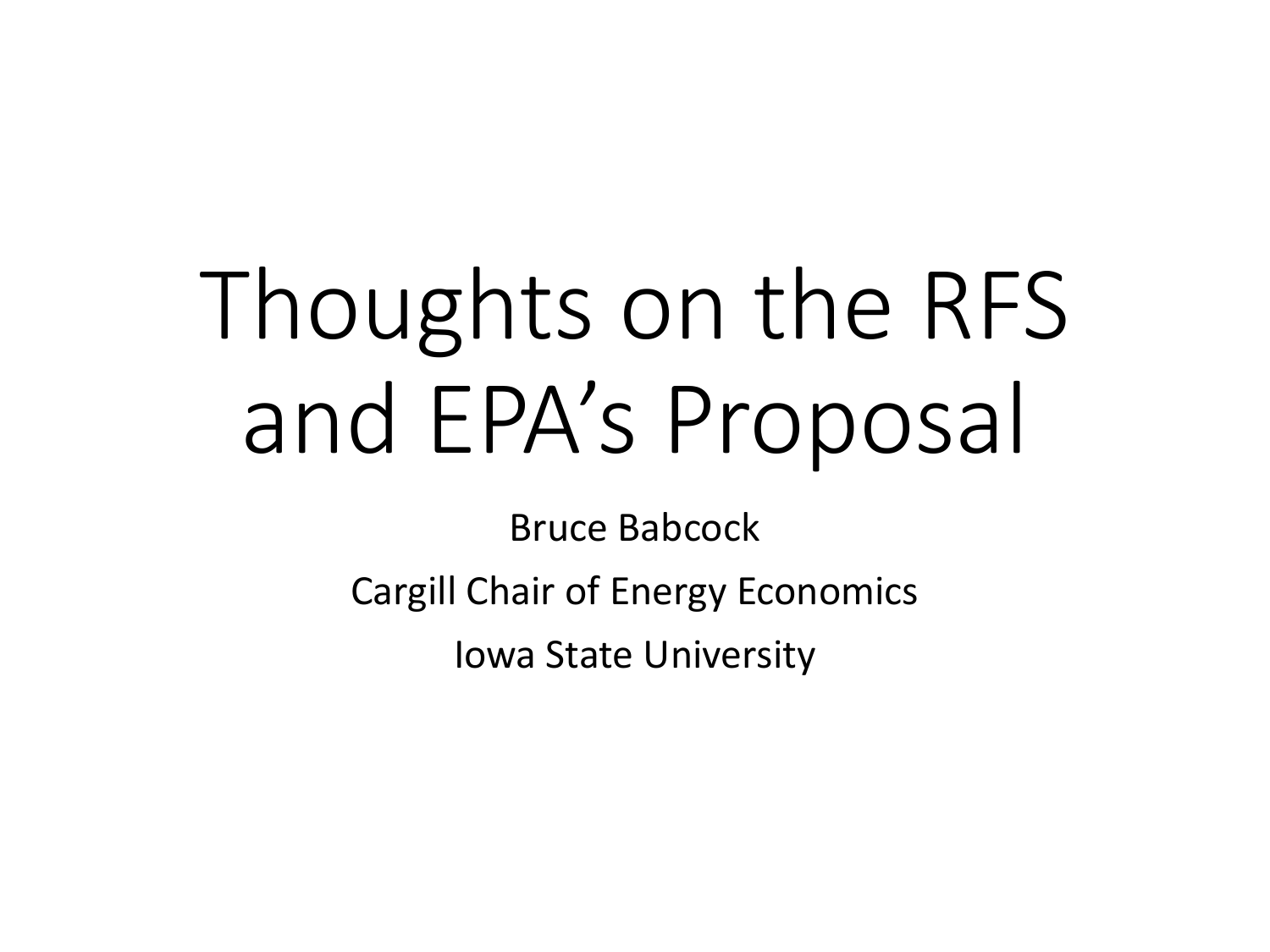# Thoughts on the RFS and EPA's Proposal

Bruce Babcock

Cargill Chair of Energy Economics

Iowa State University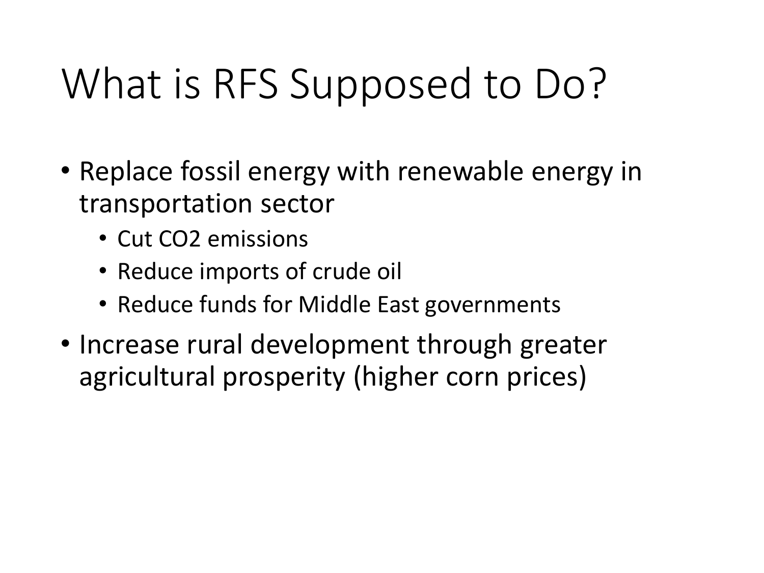# What is RFS Supposed to Do?

- Replace fossil energy with renewable energy in transportation sector
  - Cut $CO_2$ emissions
  - Reduce imports of crude oil
  - Reduce funds for Middle East governments
- Increase rural development through greater agricultural prosperity (higher corn prices)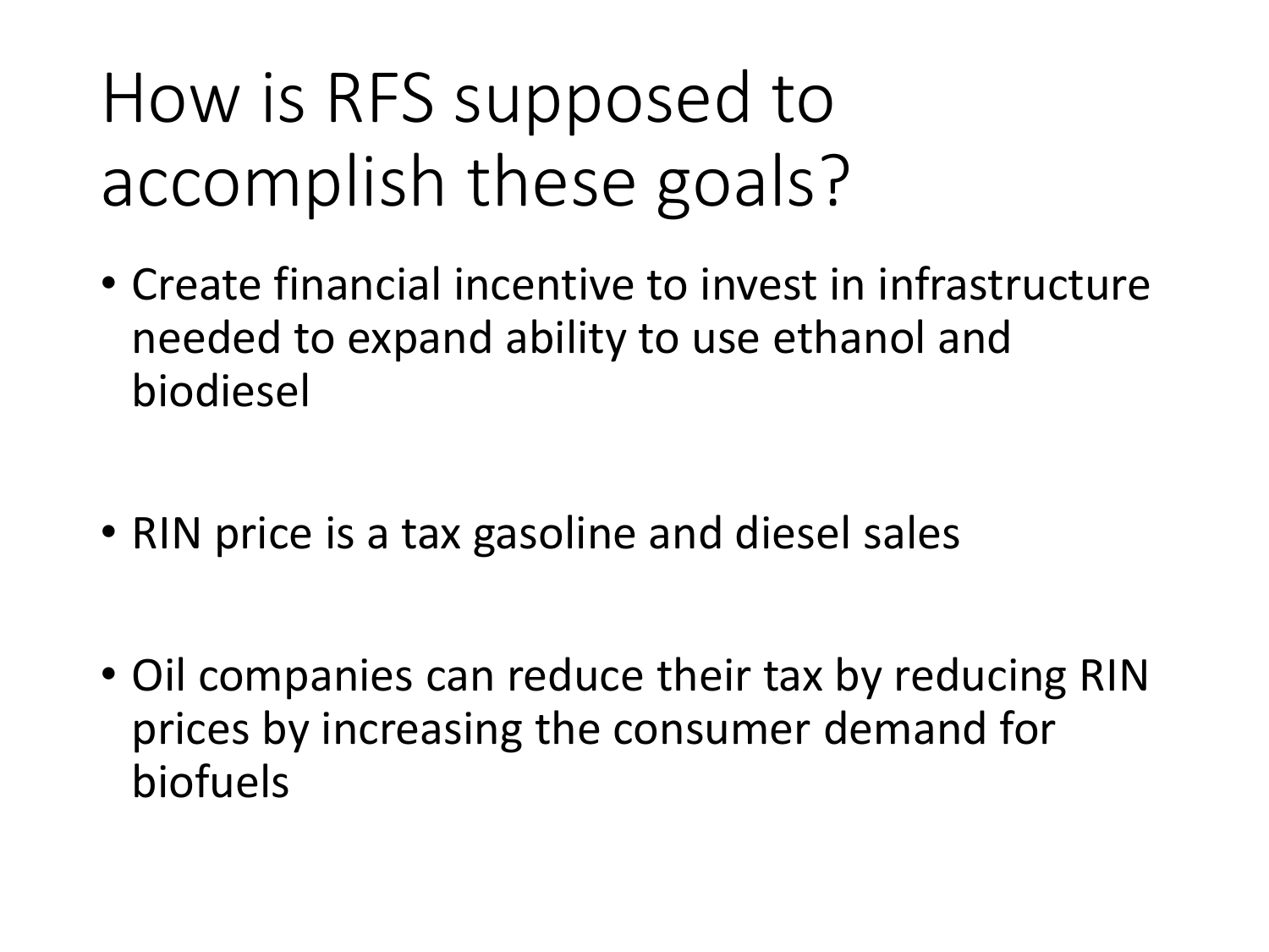# How is RFS supposed to accomplish these goals?

- Create financial incentive to invest in infrastructure needed to expand ability to use ethanol and biodiesel
- RIN price is a tax gasoline and diesel sales
- Oil companies can reduce their tax by reducing RIN prices by increasing the consumer demand for biofuels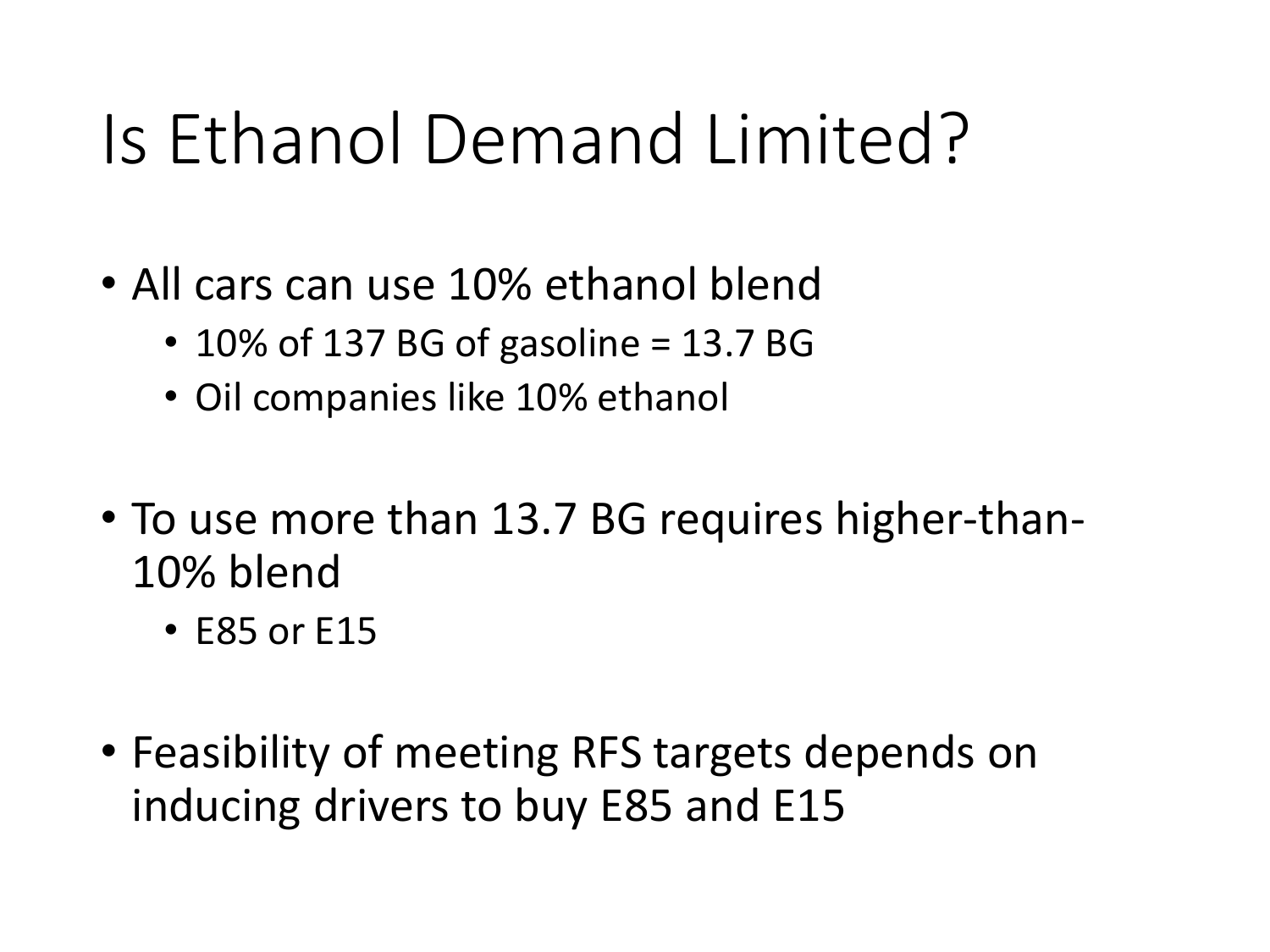# Is Ethanol Demand Limited?

- All cars can use 10% ethanol blend
  - 10% of 137 BG of gasoline = 13.7 BG
  - Oil companies like 10% ethanol

- To use more than 13.7 BG requires higher-than-10% blend
  - E85 or E15

- Feasibility of meeting RFS targets depends on inducing drivers to buy E85 and E15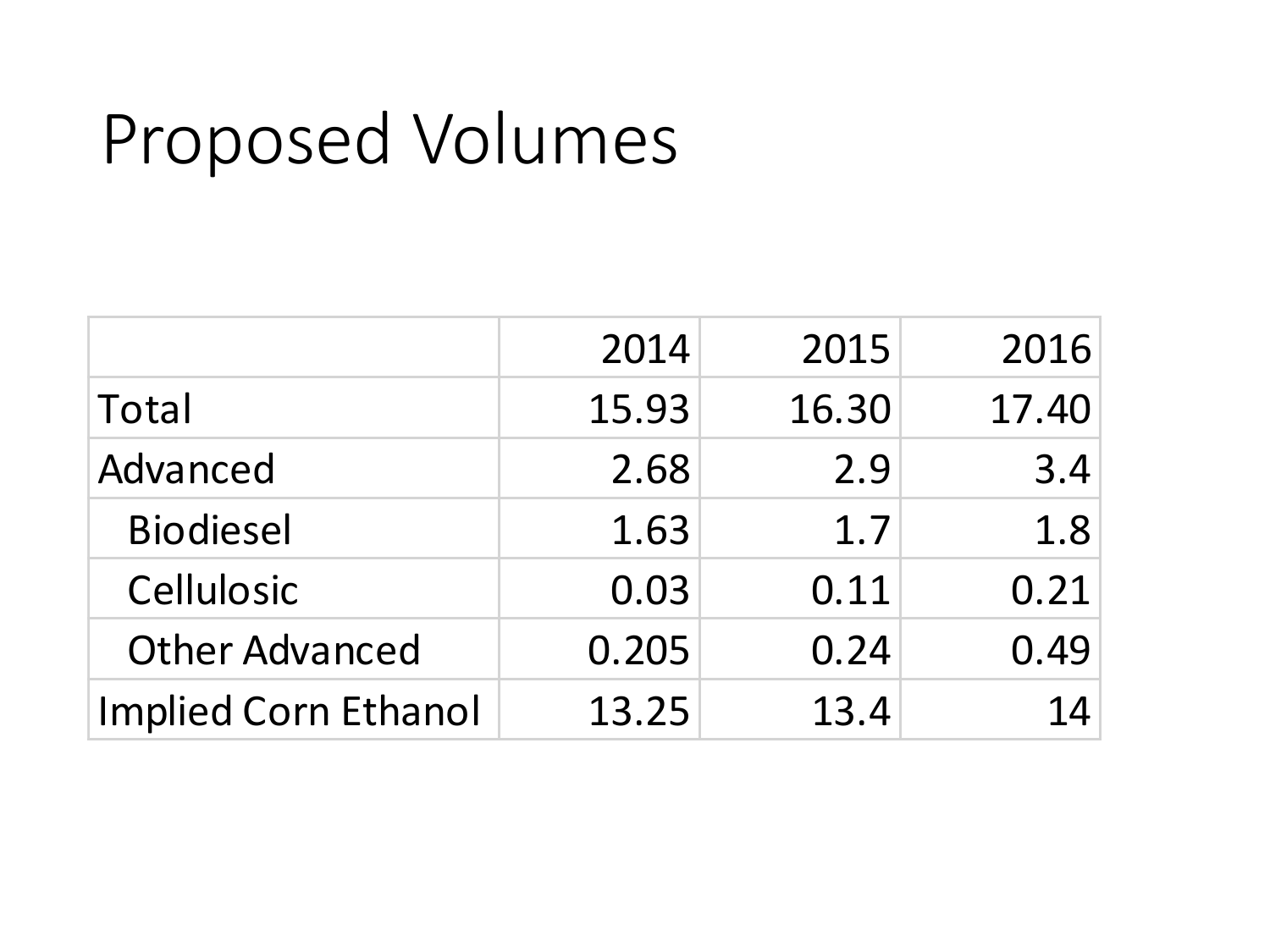# Proposed Volumes

| | 2014 | 2015 | 2016 |
|---|---|---|---|
| Total | 15.93 | 16.30 | 17.40 |
| Advanced | 2.68 | 2.9 | 3.4 |
| Biodiesel | 1.63 | 1.7 | 1.8 |
| Cellulosic | 0.03 | 0.11 | 0.21 |
| Other Advanced | 0.205 | 0.24 | 0.49 |
| Implied Corn Ethanol | 13.25 | 13.4 | 14 |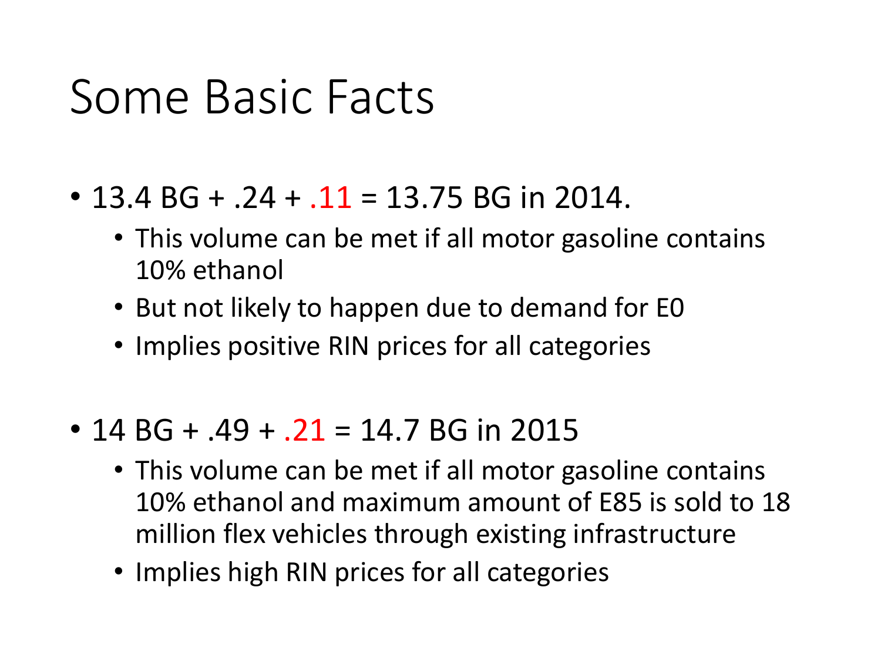# Some Basic Facts

- 13.4 BG + .24 + .11 = 13.75 BG in 2014.
  - This volume can be met if all motor gasoline contains 10% ethanol
  - But not likely to happen due to demand for E0
  - Implies positive RIN prices for all categories

- 14 BG + .49 + .21 = 14.7 BG in 2015
  - This volume can be met if all motor gasoline contains 10% ethanol and maximum amount of E85 is sold to 18 million flex vehicles through existing infrastructure
  - Implies high RIN prices for all categories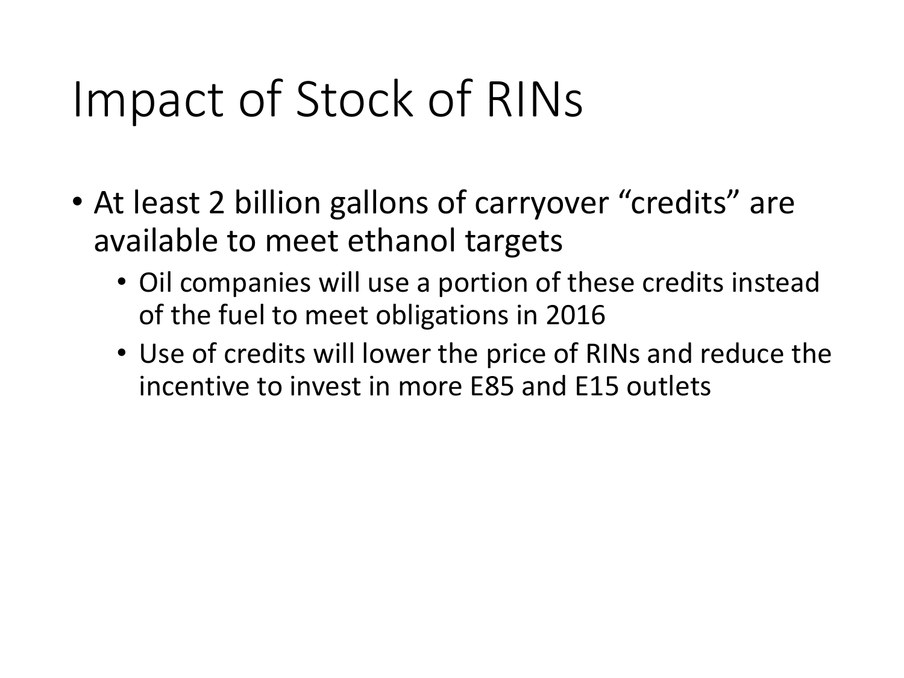# Impact of Stock of RINs

- At least 2 billion gallons of carryover “credits” are available to meet ethanol targets
  - Oil companies will use a portion of these credits instead of the fuel to meet obligations in 2016
  - Use of credits will lower the price of RINs and reduce the incentive to invest in more E85 and E15 outlets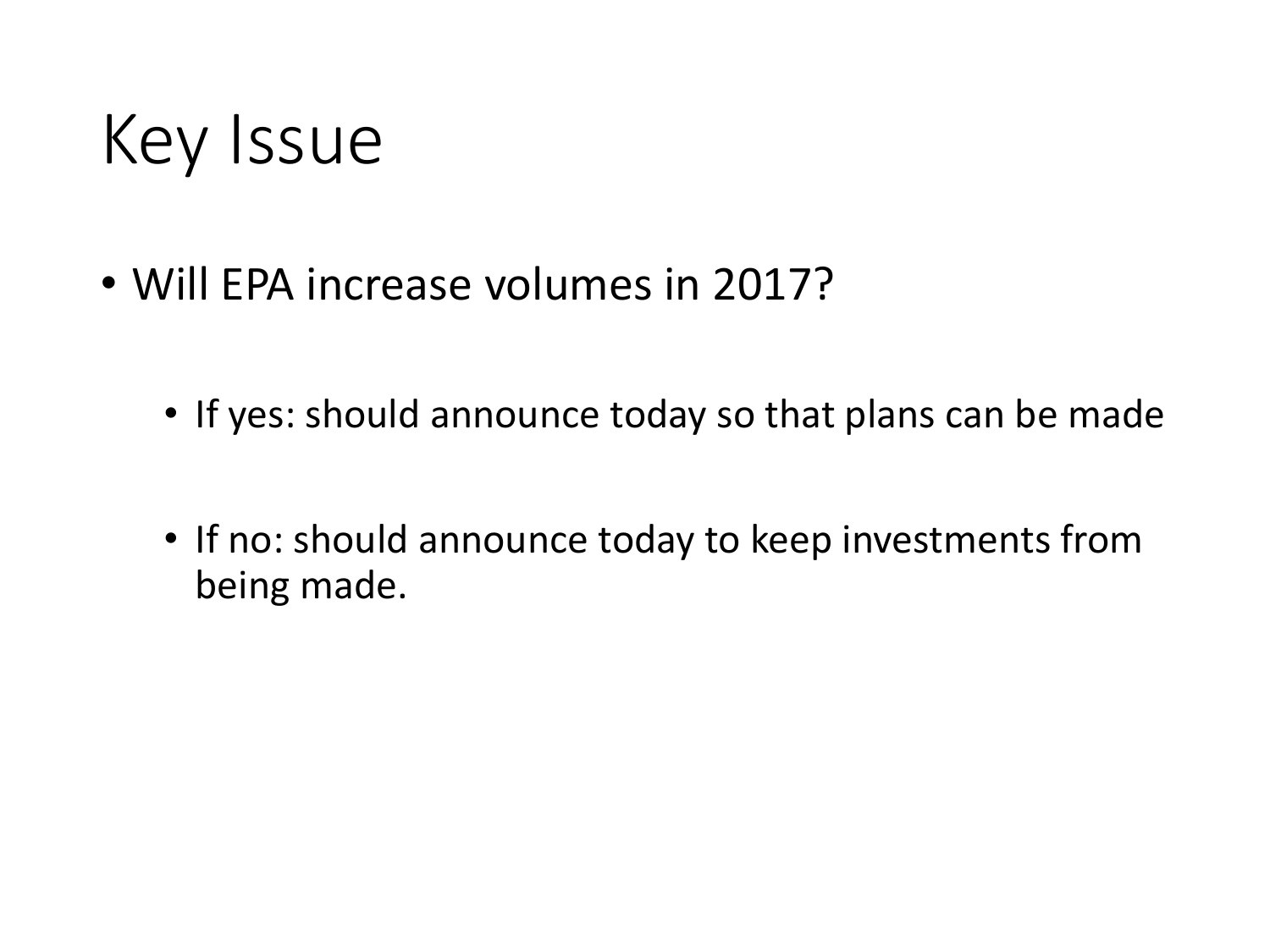# Key Issue

- Will EPA increase volumes in 2017?
  - If yes: should announce today so that plans can be made
  - If no: should announce today to keep investments from being made.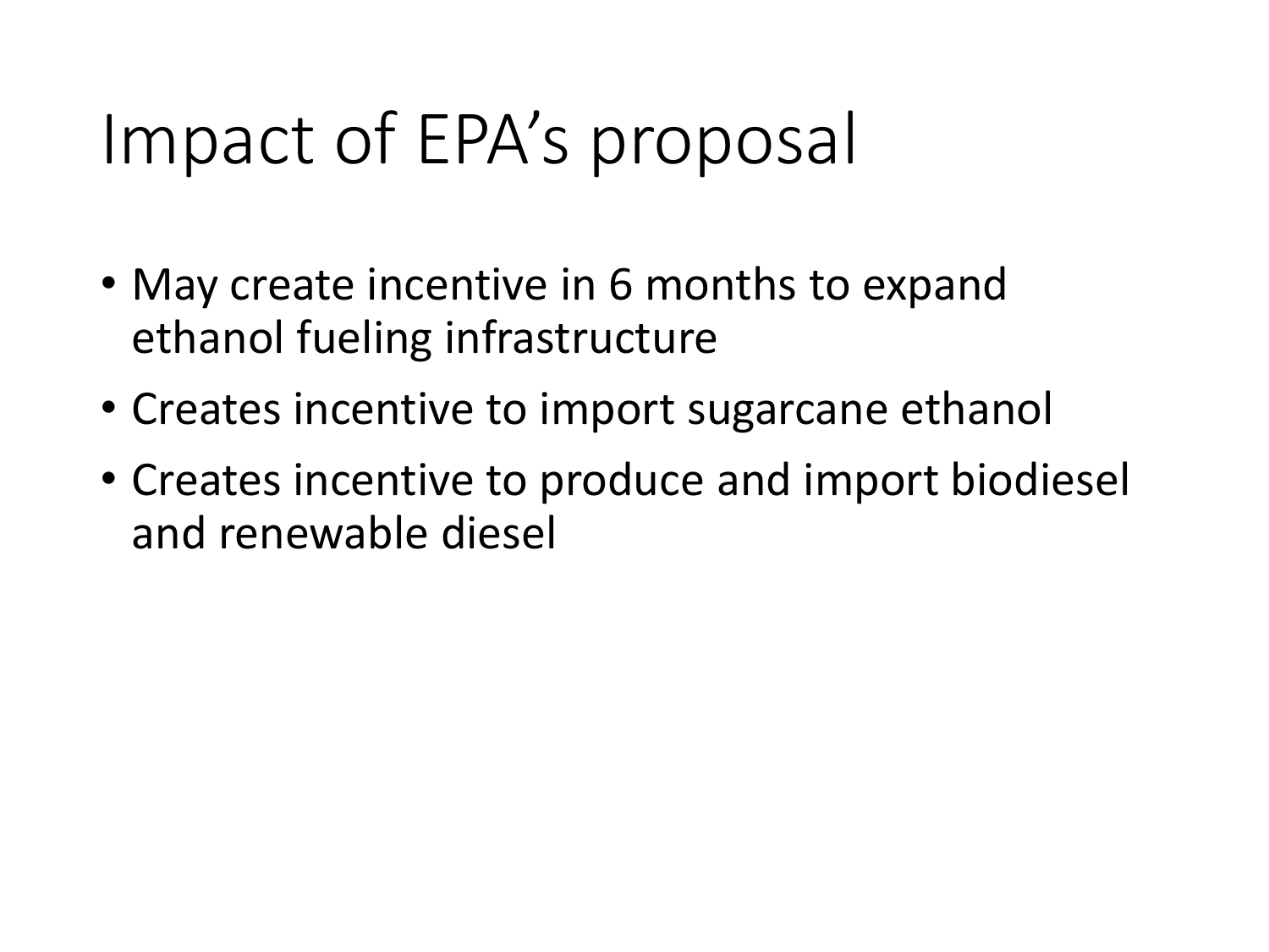# Impact of EPA's proposal

- May create incentive in 6 months to expand ethanol fueling infrastructure
- Creates incentive to import sugarcane ethanol
- Creates incentive to produce and import biodiesel and renewable diesel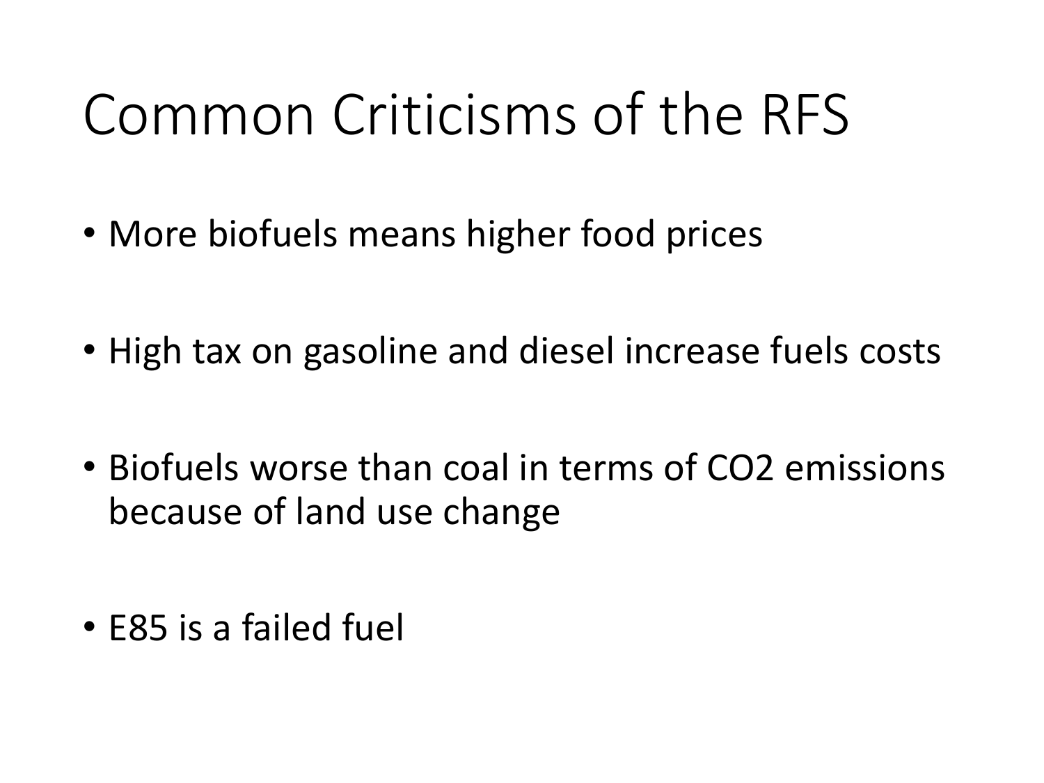# Common Criticisms of the RFS

- More biofuels means higher food prices
- High tax on gasoline and diesel increase fuels costs
- Biofuels worse than coal in terms of $CO_2$ emissions because of land use change
- E85 is a failed fuel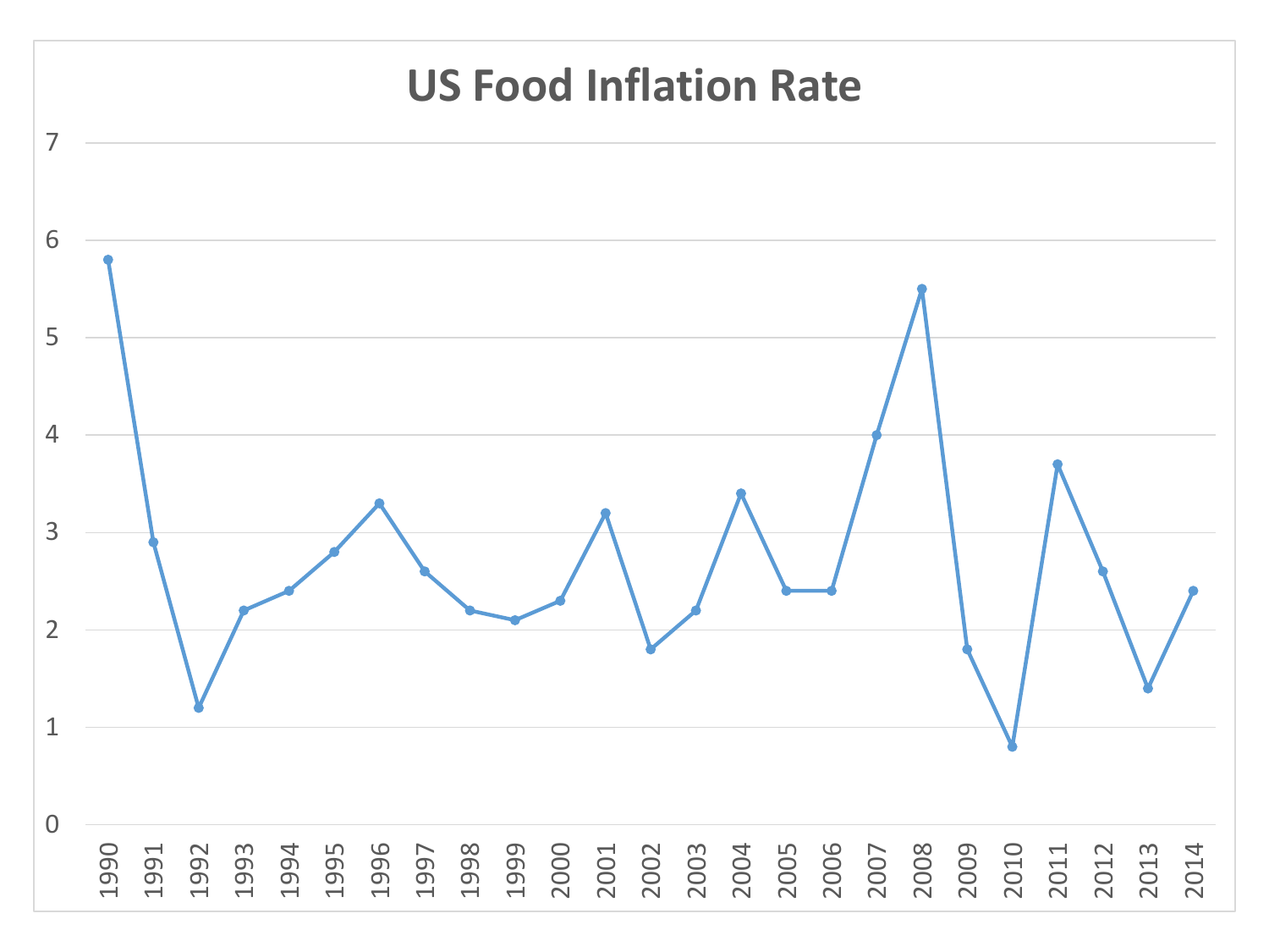# US Food Inflation Rate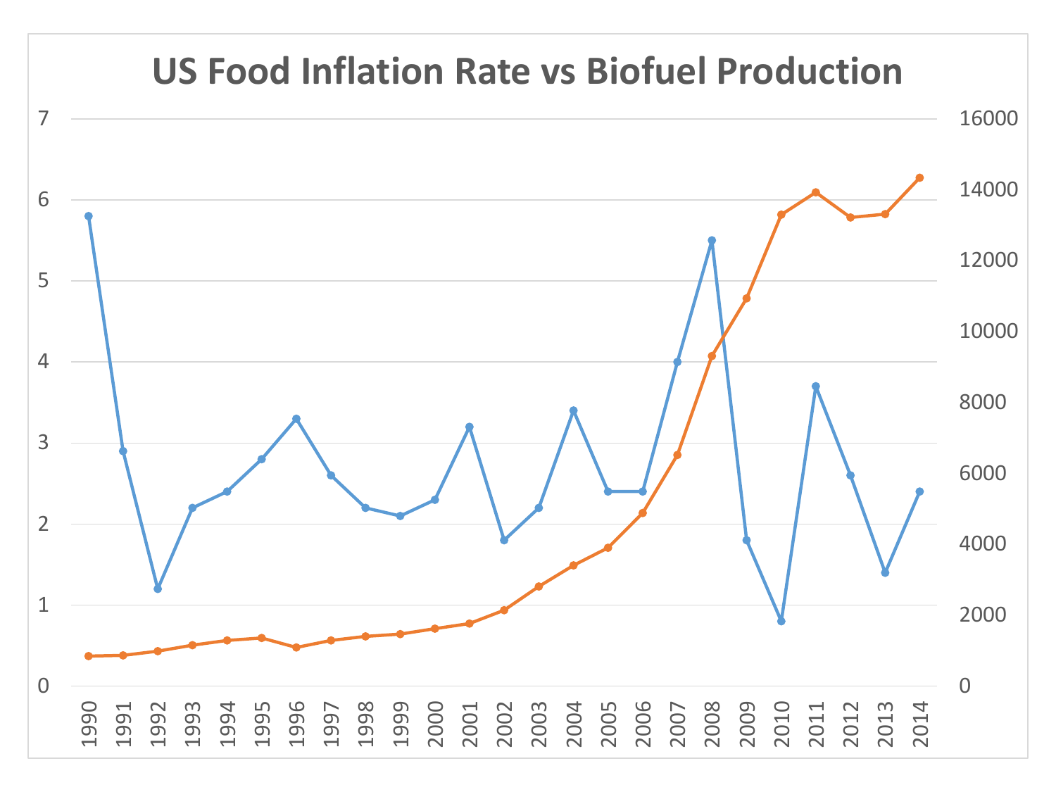# US Food Inflation Rate vs Biofuel Production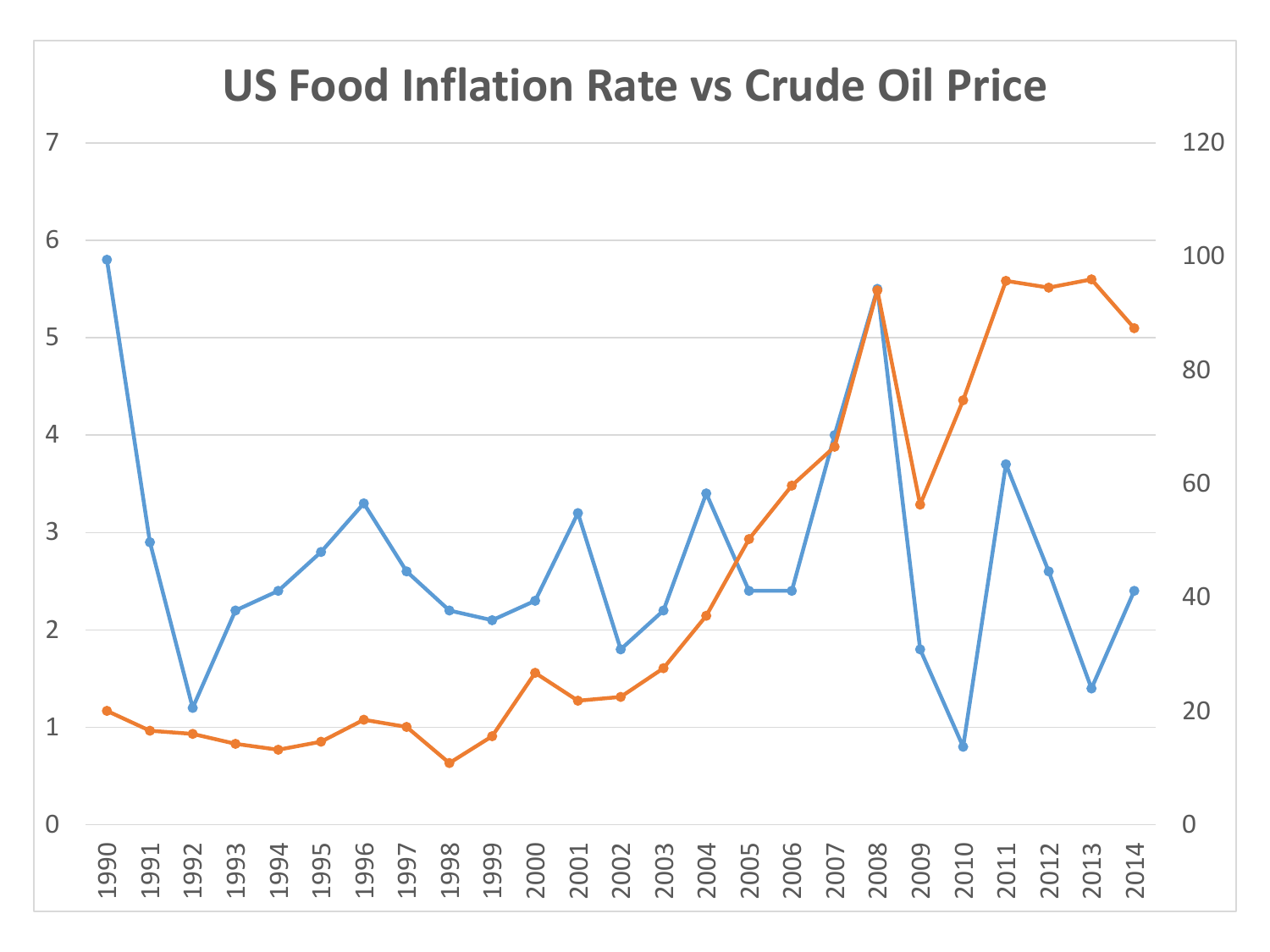# US Food Inflation Rate vs Crude Oil Price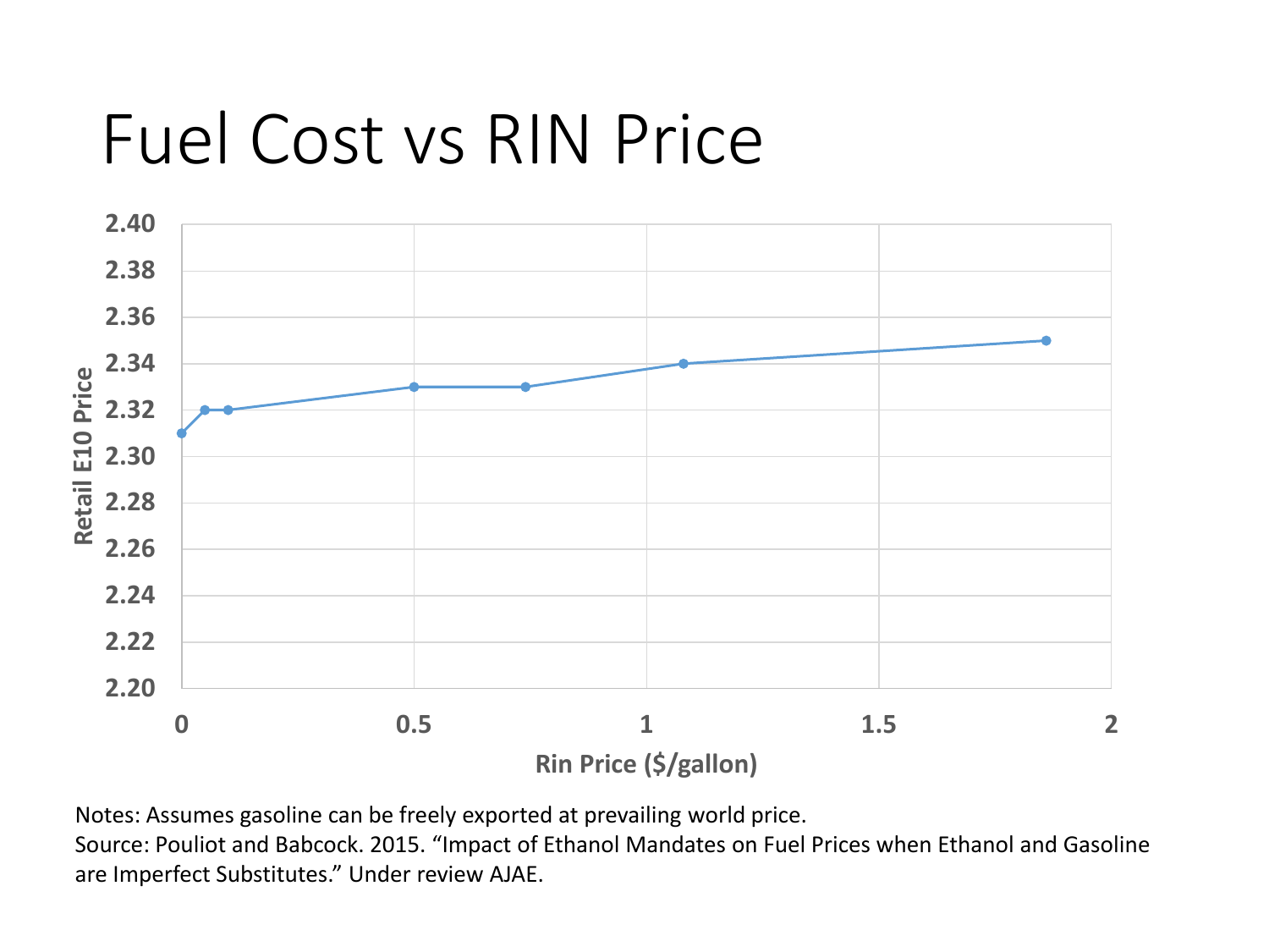# Fuel Cost vs RIN Price

Retail E10 Price

Rin Price ($/gallon)

Notes: Assumes gasoline can be freely exported at prevailing world price.
Source: Pouliot and Babcock. 2015. “Impact of Ethanol Mandates on Fuel Prices when Ethanol and Gasoline are Imperfect Substitutes.” Under review AJAE.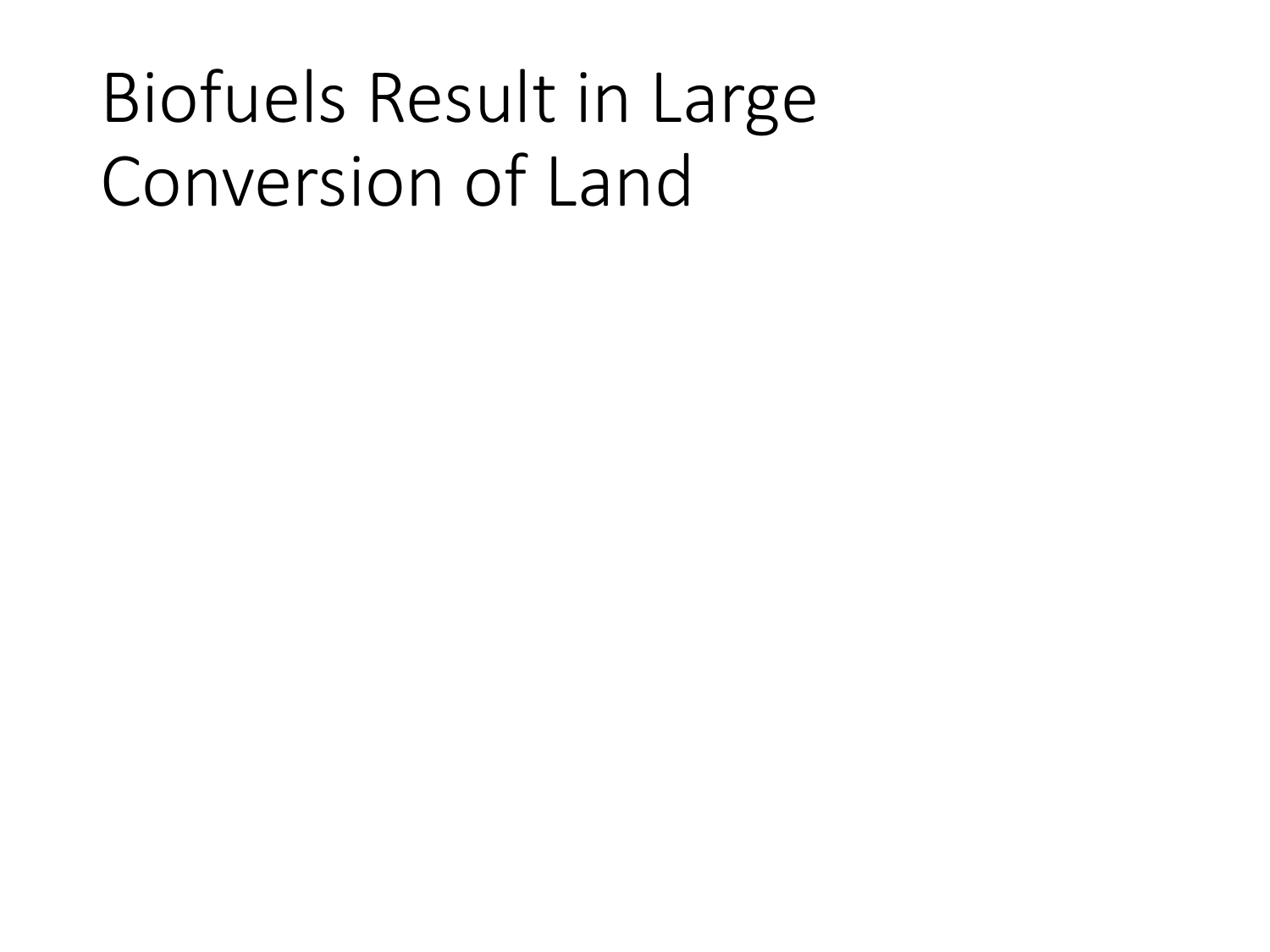# Biofuels Result in Large Conversion of Land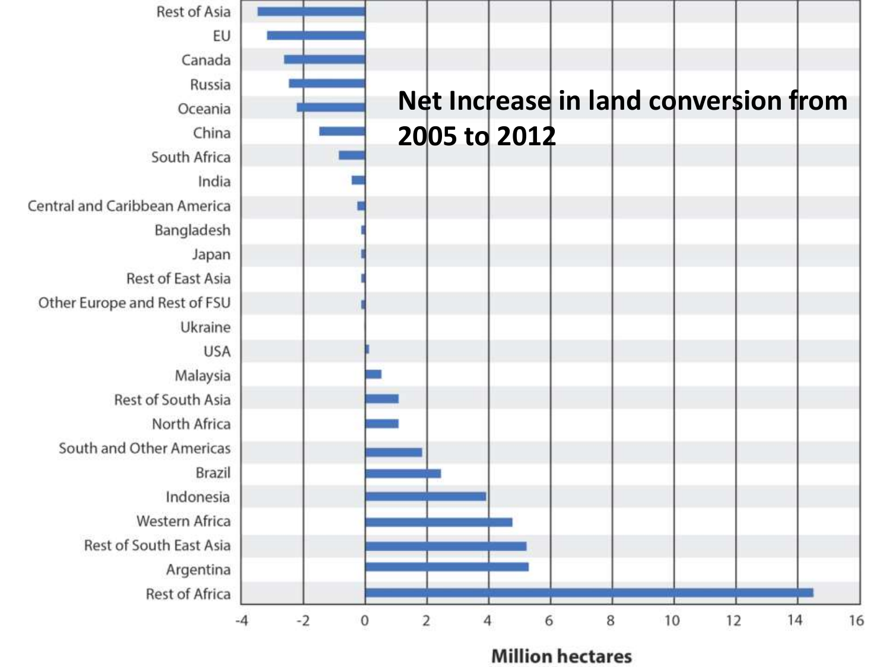**Net Increase in land conversion from 2005 to 2012**

- Rest of Asia
- EU
- Canada
- Russia
- Oceania
- China
- South Africa
- India
- Central and Caribbean America
- Bangladesh
- Japan
- Rest of East Asia
- Other Europe and Rest of FSU
- Ukraine
- USA
- Malaysia
- Rest of South Asia
- North Africa
- South and Other Americas
- Brazil
- Indonesia
- Western Africa
- Rest of South East Asia
- Argentina
- Rest of Africa

-4 -2 0 2 4 6 8 10 12 14 16

**Million hectares**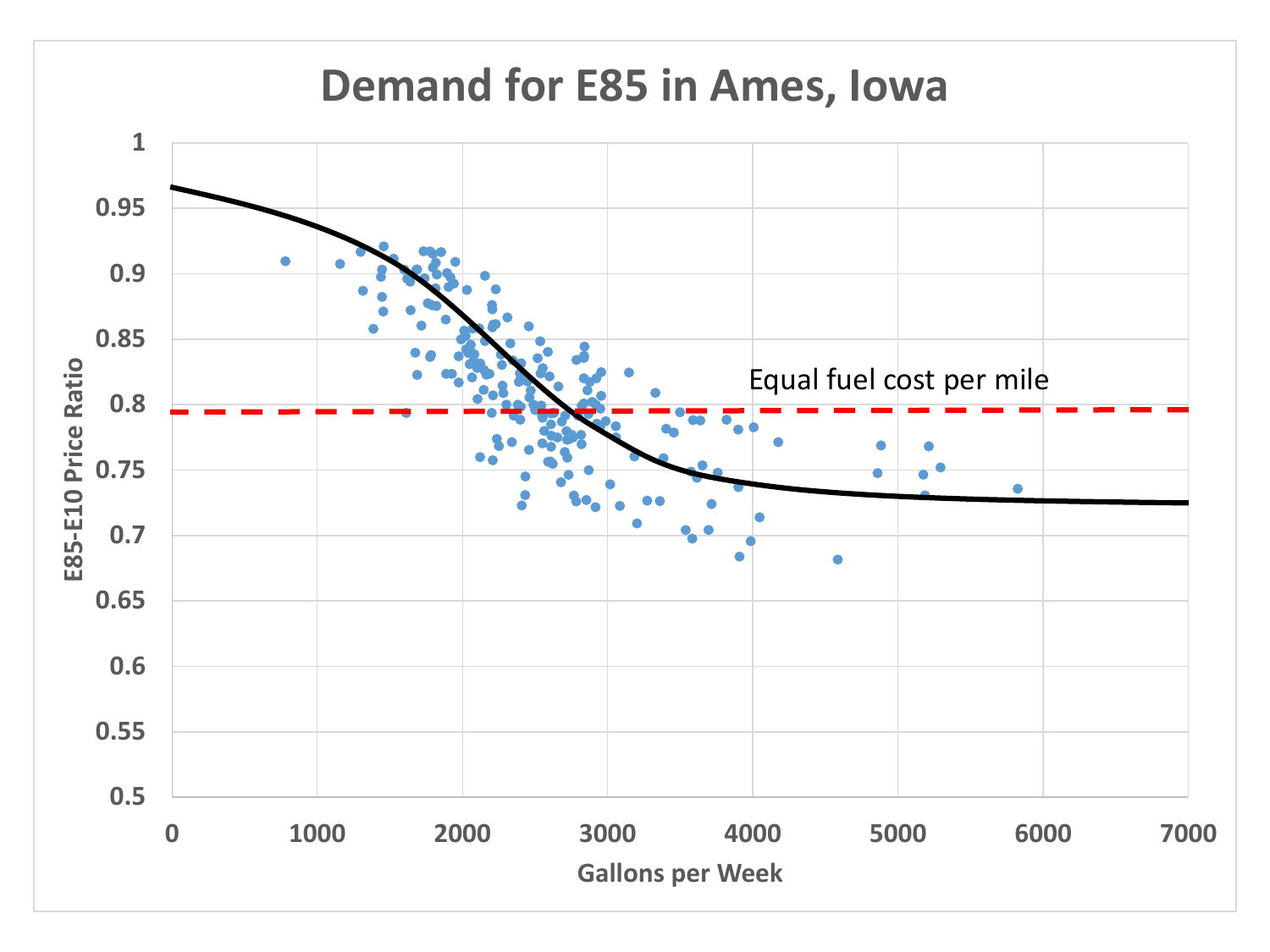Demand for E85 in Ames, Iowa

E85-E10 Price Ratio

1
0.95
0.9
0.85
0.8
0.75
0.7
0.65
0.6
0.55
0.5

Equal fuel cost per mile

0
1000
2000
3000
4000
5000
6000
7000

Gallons per Week